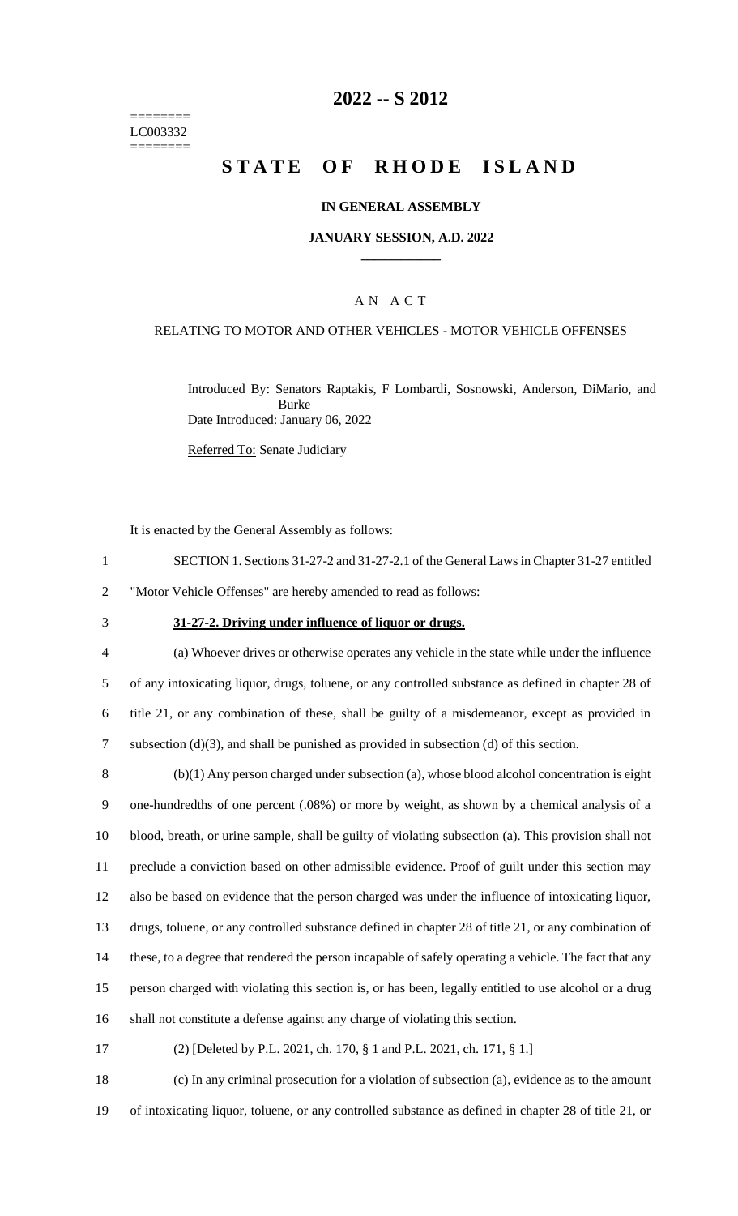========
LC003332
========

# 2022 -- S 2012

# STATE OF RHODE ISLAND

**IN GENERAL ASSEMBLY**

**JANUARY SESSION, A.D. 2022**

## A N A C T

RELATING TO MOTOR AND OTHER VEHICLES - MOTOR VEHICLE OFFENSES

Introduced By: Senators Raptakis, F Lombardi, Sosnowski, Anderson, DiMario, and Burke

Date Introduced: January 06, 2022

Referred To: Senate Judiciary

It is enacted by the General Assembly as follows:

SECTION 1. Sections 31-27-2 and 31-27-2.1 of the General Laws in Chapter 31-27 entitled "Motor Vehicle Offenses" are hereby amended to read as follows:

**31-27-2. Driving under influence of liquor or drugs.**

(a) Whoever drives or otherwise operates any vehicle in the state while under the influence of any intoxicating liquor, drugs, toluene, or any controlled substance as defined in chapter 28 of title 21, or any combination of these, shall be guilty of a misdemeanor, except as provided in subsection (d)(3), and shall be punished as provided in subsection (d) of this section.

(b)(1) Any person charged under subsection (a), whose blood alcohol concentration is eight one-hundredths of one percent (.08%) or more by weight, as shown by a chemical analysis of a blood, breath, or urine sample, shall be guilty of violating subsection (a). This provision shall not preclude a conviction based on other admissible evidence. Proof of guilt under this section may also be based on evidence that the person charged was under the influence of intoxicating liquor, drugs, toluene, or any controlled substance defined in chapter 28 of title 21, or any combination of these, to a degree that rendered the person incapable of safely operating a vehicle. The fact that any person charged with violating this section is, or has been, legally entitled to use alcohol or a drug shall not constitute a defense against any charge of violating this section.

(2) [Deleted by P.L. 2021, ch. 170, § 1 and P.L. 2021, ch. 171, § 1.]

(c) In any criminal prosecution for a violation of subsection (a), evidence as to the amount of intoxicating liquor, toluene, or any controlled substance as defined in chapter 28 of title 21, or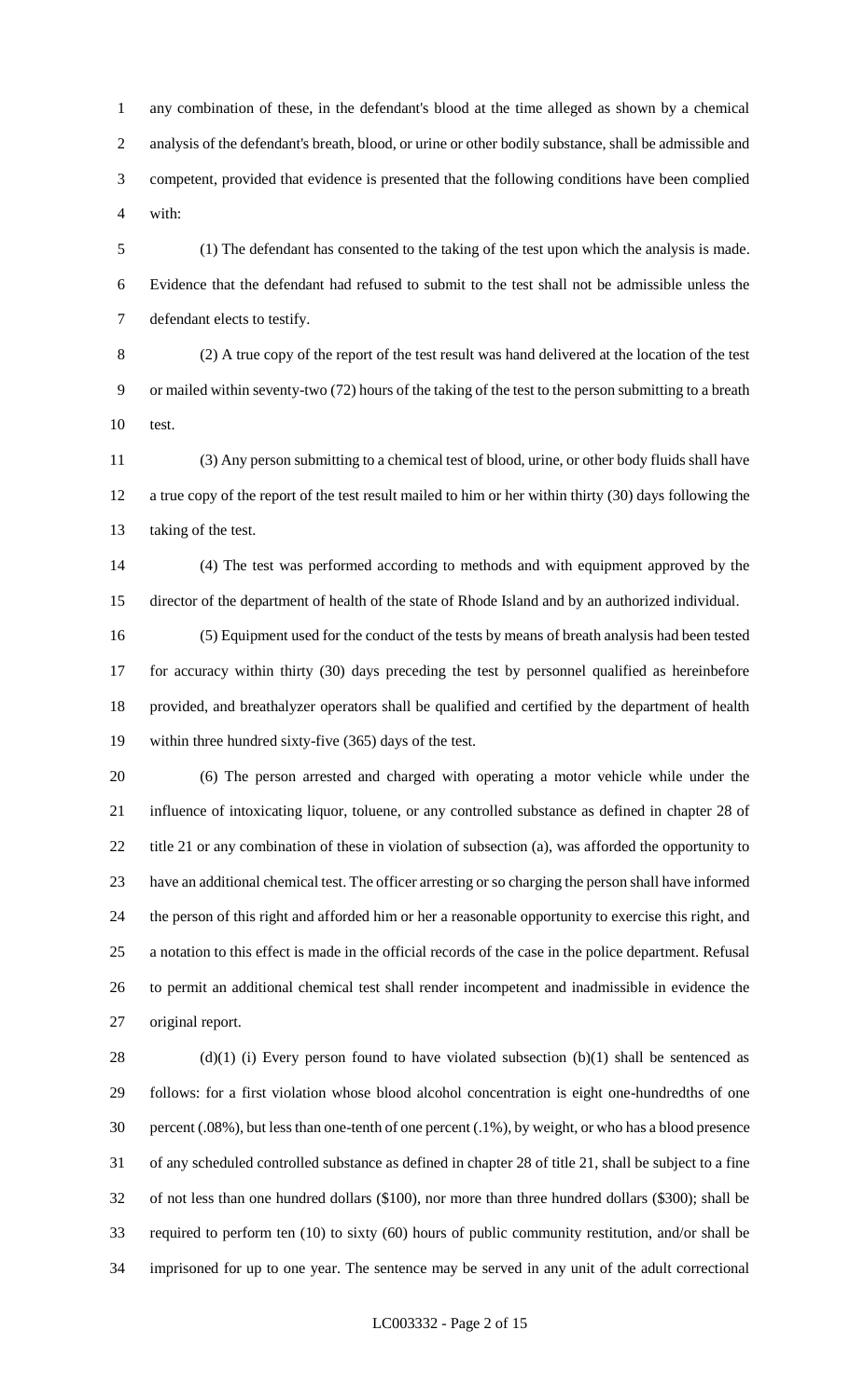any combination of these, in the defendant's blood at the time alleged as shown by a chemical analysis of the defendant's breath, blood, or urine or other bodily substance, shall be admissible and competent, provided that evidence is presented that the following conditions have been complied with:

(1) The defendant has consented to the taking of the test upon which the analysis is made. Evidence that the defendant had refused to submit to the test shall not be admissible unless the defendant elects to testify.

(2) A true copy of the report of the test result was hand delivered at the location of the test or mailed within seventy-two (72) hours of the taking of the test to the person submitting to a breath test.

(3) Any person submitting to a chemical test of blood, urine, or other body fluids shall have a true copy of the report of the test result mailed to him or her within thirty (30) days following the taking of the test.

(4) The test was performed according to methods and with equipment approved by the director of the department of health of the state of Rhode Island and by an authorized individual.

(5) Equipment used for the conduct of the tests by means of breath analysis had been tested for accuracy within thirty (30) days preceding the test by personnel qualified as hereinbefore provided, and breathalyzer operators shall be qualified and certified by the department of health within three hundred sixty-five (365) days of the test.

(6) The person arrested and charged with operating a motor vehicle while under the influence of intoxicating liquor, toluene, or any controlled substance as defined in chapter 28 of title 21 or any combination of these in violation of subsection (a), was afforded the opportunity to have an additional chemical test. The officer arresting or so charging the person shall have informed the person of this right and afforded him or her a reasonable opportunity to exercise this right, and a notation to this effect is made in the official records of the case in the police department. Refusal to permit an additional chemical test shall render incompetent and inadmissible in evidence the original report.

(d)(1) (i) Every person found to have violated subsection (b)(1) shall be sentenced as follows: for a first violation whose blood alcohol concentration is eight one-hundredths of one percent (.08%), but less than one-tenth of one percent (.1%), by weight, or who has a blood presence of any scheduled controlled substance as defined in chapter 28 of title 21, shall be subject to a fine of not less than one hundred dollars ($100), nor more than three hundred dollars ($300); shall be required to perform ten (10) to sixty (60) hours of public community restitution, and/or shall be imprisoned for up to one year. The sentence may be served in any unit of the adult correctional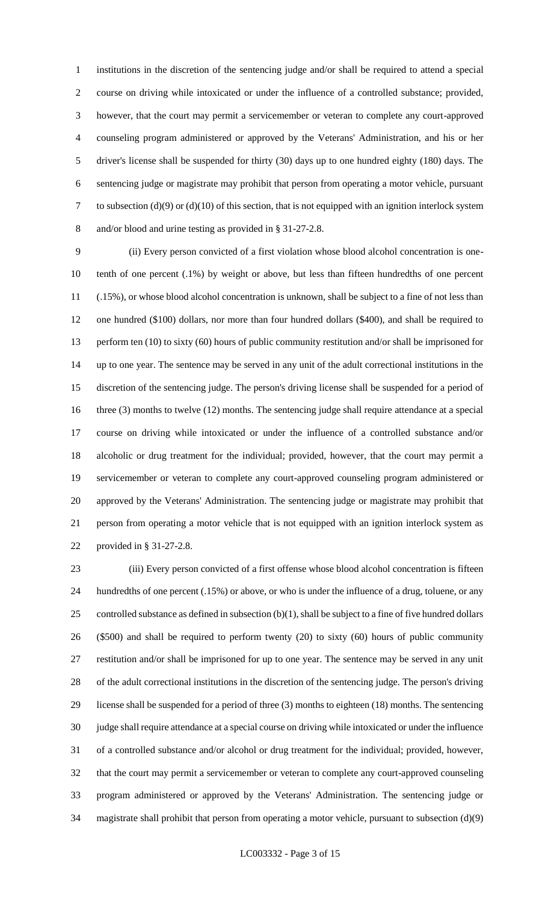institutions in the discretion of the sentencing judge and/or shall be required to attend a special course on driving while intoxicated or under the influence of a controlled substance; provided, however, that the court may permit a servicemember or veteran to complete any court-approved counseling program administered or approved by the Veterans' Administration, and his or her driver's license shall be suspended for thirty (30) days up to one hundred eighty (180) days. The sentencing judge or magistrate may prohibit that person from operating a motor vehicle, pursuant to subsection (d)(9) or (d)(10) of this section, that is not equipped with an ignition interlock system and/or blood and urine testing as provided in § 31-27-2.8.

(ii) Every person convicted of a first violation whose blood alcohol concentration is one-tenth of one percent (.1%) by weight or above, but less than fifteen hundredths of one percent (.15%), or whose blood alcohol concentration is unknown, shall be subject to a fine of not less than one hundred ($100) dollars, nor more than four hundred dollars ($400), and shall be required to perform ten (10) to sixty (60) hours of public community restitution and/or shall be imprisoned for up to one year. The sentence may be served in any unit of the adult correctional institutions in the discretion of the sentencing judge. The person's driving license shall be suspended for a period of three (3) months to twelve (12) months. The sentencing judge shall require attendance at a special course on driving while intoxicated or under the influence of a controlled substance and/or alcoholic or drug treatment for the individual; provided, however, that the court may permit a servicemember or veteran to complete any court-approved counseling program administered or approved by the Veterans' Administration. The sentencing judge or magistrate may prohibit that person from operating a motor vehicle that is not equipped with an ignition interlock system as provided in § 31-27-2.8.

(iii) Every person convicted of a first offense whose blood alcohol concentration is fifteen hundredths of one percent (.15%) or above, or who is under the influence of a drug, toluene, or any controlled substance as defined in subsection (b)(1), shall be subject to a fine of five hundred dollars ($500) and shall be required to perform twenty (20) to sixty (60) hours of public community restitution and/or shall be imprisoned for up to one year. The sentence may be served in any unit of the adult correctional institutions in the discretion of the sentencing judge. The person's driving license shall be suspended for a period of three (3) months to eighteen (18) months. The sentencing judge shall require attendance at a special course on driving while intoxicated or under the influence of a controlled substance and/or alcohol or drug treatment for the individual; provided, however, that the court may permit a servicemember or veteran to complete any court-approved counseling program administered or approved by the Veterans' Administration. The sentencing judge or magistrate shall prohibit that person from operating a motor vehicle, pursuant to subsection (d)(9)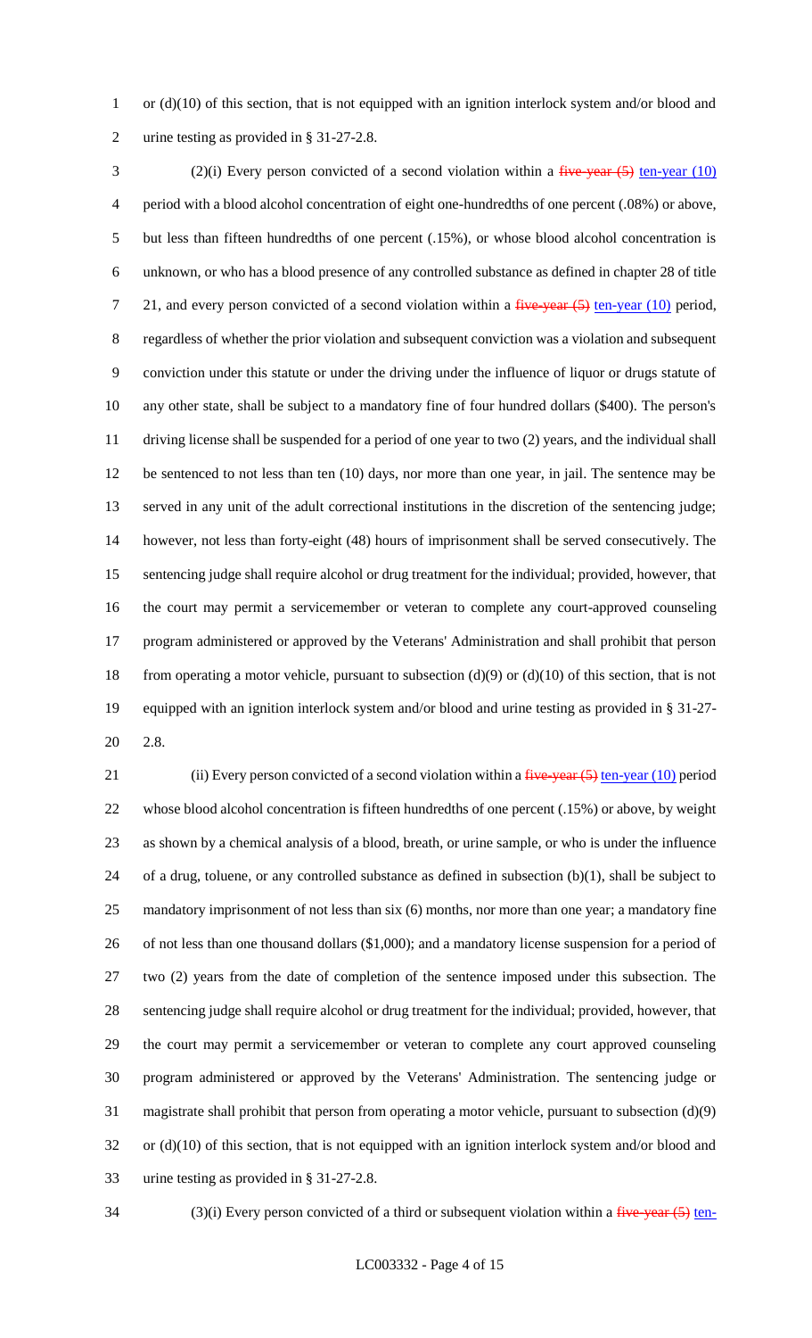or (d)(10) of this section, that is not equipped with an ignition interlock system and/or blood and urine testing as provided in § 31-27-2.8.

(2)(i) Every person convicted of a second violation within a ~~five-year (5)~~ ten-year (10) period with a blood alcohol concentration of eight one-hundredths of one percent (.08%) or above, but less than fifteen hundredths of one percent (.15%), or whose blood alcohol concentration is unknown, or who has a blood presence of any controlled substance as defined in chapter 28 of title 21, and every person convicted of a second violation within a ~~five-year (5)~~ ten-year (10) period, regardless of whether the prior violation and subsequent conviction was a violation and subsequent conviction under this statute or under the driving under the influence of liquor or drugs statute of any other state, shall be subject to a mandatory fine of four hundred dollars ($400). The person's driving license shall be suspended for a period of one year to two (2) years, and the individual shall be sentenced to not less than ten (10) days, nor more than one year, in jail. The sentence may be served in any unit of the adult correctional institutions in the discretion of the sentencing judge; however, not less than forty-eight (48) hours of imprisonment shall be served consecutively. The sentencing judge shall require alcohol or drug treatment for the individual; provided, however, that the court may permit a servicemember or veteran to complete any court-approved counseling program administered or approved by the Veterans' Administration and shall prohibit that person from operating a motor vehicle, pursuant to subsection (d)(9) or (d)(10) of this section, that is not equipped with an ignition interlock system and/or blood and urine testing as provided in § 31-27-2.8.

(ii) Every person convicted of a second violation within a ~~five-year (5)~~ ten-year (10) period whose blood alcohol concentration is fifteen hundredths of one percent (.15%) or above, by weight as shown by a chemical analysis of a blood, breath, or urine sample, or who is under the influence of a drug, toluene, or any controlled substance as defined in subsection (b)(1), shall be subject to mandatory imprisonment of not less than six (6) months, nor more than one year; a mandatory fine of not less than one thousand dollars ($1,000); and a mandatory license suspension for a period of two (2) years from the date of completion of the sentence imposed under this subsection. The sentencing judge shall require alcohol or drug treatment for the individual; provided, however, that the court may permit a servicemember or veteran to complete any court approved counseling program administered or approved by the Veterans' Administration. The sentencing judge or magistrate shall prohibit that person from operating a motor vehicle, pursuant to subsection (d)(9) or (d)(10) of this section, that is not equipped with an ignition interlock system and/or blood and urine testing as provided in § 31-27-2.8.

(3)(i) Every person convicted of a third or subsequent violation within a ~~five-year (5)~~ ten-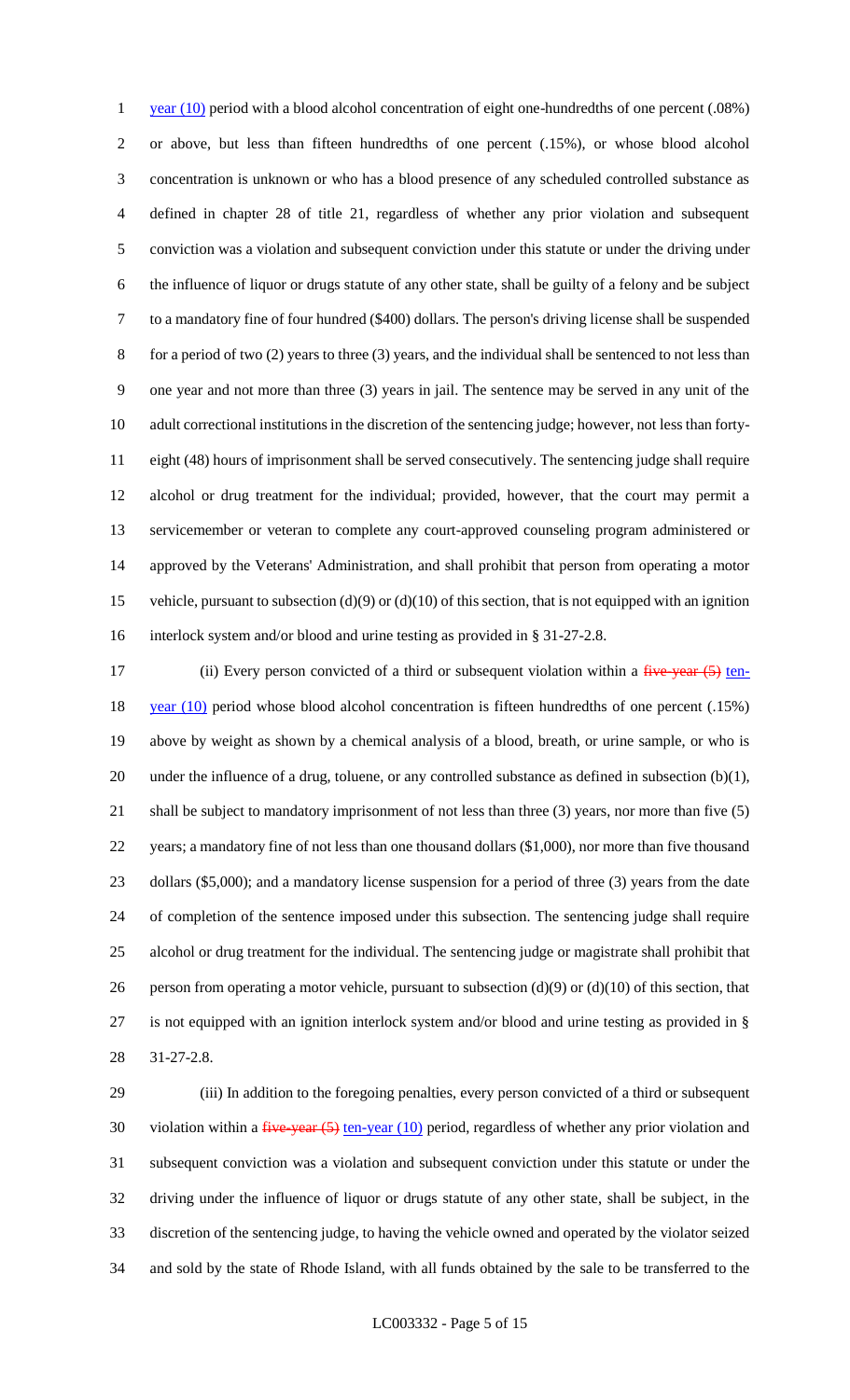year (10) period with a blood alcohol concentration of eight one-hundredths of one percent (.08%) or above, but less than fifteen hundredths of one percent (.15%), or whose blood alcohol concentration is unknown or who has a blood presence of any scheduled controlled substance as defined in chapter 28 of title 21, regardless of whether any prior violation and subsequent conviction was a violation and subsequent conviction under this statute or under the driving under the influence of liquor or drugs statute of any other state, shall be guilty of a felony and be subject to a mandatory fine of four hundred ($400) dollars. The person's driving license shall be suspended for a period of two (2) years to three (3) years, and the individual shall be sentenced to not less than one year and not more than three (3) years in jail. The sentence may be served in any unit of the adult correctional institutions in the discretion of the sentencing judge; however, not less than forty-eight (48) hours of imprisonment shall be served consecutively. The sentencing judge shall require alcohol or drug treatment for the individual; provided, however, that the court may permit a servicemember or veteran to complete any court-approved counseling program administered or approved by the Veterans' Administration, and shall prohibit that person from operating a motor vehicle, pursuant to subsection (d)(9) or (d)(10) of this section, that is not equipped with an ignition interlock system and/or blood and urine testing as provided in § 31-27-2.8.

(ii) Every person convicted of a third or subsequent violation within a ~~five-year (5)~~ ten-year (10) period whose blood alcohol concentration is fifteen hundredths of one percent (.15%) above by weight as shown by a chemical analysis of a blood, breath, or urine sample, or who is under the influence of a drug, toluene, or any controlled substance as defined in subsection (b)(1), shall be subject to mandatory imprisonment of not less than three (3) years, nor more than five (5) years; a mandatory fine of not less than one thousand dollars ($1,000), nor more than five thousand dollars ($5,000); and a mandatory license suspension for a period of three (3) years from the date of completion of the sentence imposed under this subsection. The sentencing judge shall require alcohol or drug treatment for the individual. The sentencing judge or magistrate shall prohibit that person from operating a motor vehicle, pursuant to subsection (d)(9) or (d)(10) of this section, that is not equipped with an ignition interlock system and/or blood and urine testing as provided in § 31-27-2.8.

(iii) In addition to the foregoing penalties, every person convicted of a third or subsequent violation within a ~~five-year (5)~~ ten-year (10) period, regardless of whether any prior violation and subsequent conviction was a violation and subsequent conviction under this statute or under the driving under the influence of liquor or drugs statute of any other state, shall be subject, in the discretion of the sentencing judge, to having the vehicle owned and operated by the violator seized and sold by the state of Rhode Island, with all funds obtained by the sale to be transferred to the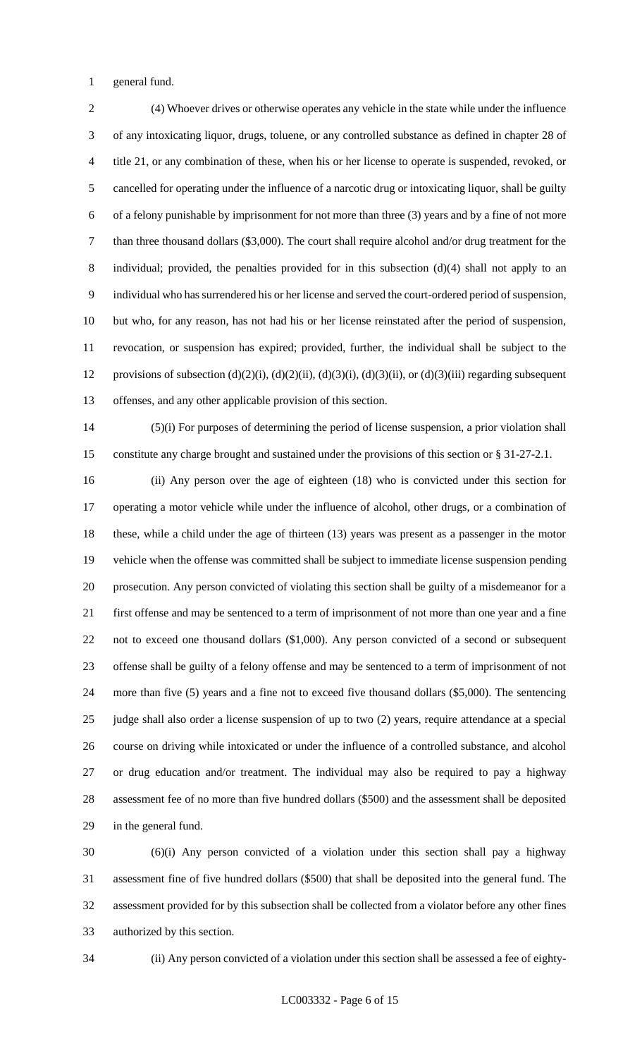general fund.

(4) Whoever drives or otherwise operates any vehicle in the state while under the influence of any intoxicating liquor, drugs, toluene, or any controlled substance as defined in chapter 28 of title 21, or any combination of these, when his or her license to operate is suspended, revoked, or cancelled for operating under the influence of a narcotic drug or intoxicating liquor, shall be guilty of a felony punishable by imprisonment for not more than three (3) years and by a fine of not more than three thousand dollars ($3,000). The court shall require alcohol and/or drug treatment for the individual; provided, the penalties provided for in this subsection (d)(4) shall not apply to an individual who has surrendered his or her license and served the court-ordered period of suspension, but who, for any reason, has not had his or her license reinstated after the period of suspension, revocation, or suspension has expired; provided, further, the individual shall be subject to the provisions of subsection (d)(2)(i), (d)(2)(ii), (d)(3)(i), (d)(3)(ii), or (d)(3)(iii) regarding subsequent offenses, and any other applicable provision of this section.

(5)(i) For purposes of determining the period of license suspension, a prior violation shall constitute any charge brought and sustained under the provisions of this section or § 31-27-2.1.

(ii) Any person over the age of eighteen (18) who is convicted under this section for operating a motor vehicle while under the influence of alcohol, other drugs, or a combination of these, while a child under the age of thirteen (13) years was present as a passenger in the motor vehicle when the offense was committed shall be subject to immediate license suspension pending prosecution. Any person convicted of violating this section shall be guilty of a misdemeanor for a first offense and may be sentenced to a term of imprisonment of not more than one year and a fine not to exceed one thousand dollars ($1,000). Any person convicted of a second or subsequent offense shall be guilty of a felony offense and may be sentenced to a term of imprisonment of not more than five (5) years and a fine not to exceed five thousand dollars ($5,000). The sentencing judge shall also order a license suspension of up to two (2) years, require attendance at a special course on driving while intoxicated or under the influence of a controlled substance, and alcohol or drug education and/or treatment. The individual may also be required to pay a highway assessment fee of no more than five hundred dollars ($500) and the assessment shall be deposited in the general fund.

(6)(i) Any person convicted of a violation under this section shall pay a highway assessment fine of five hundred dollars ($500) that shall be deposited into the general fund. The assessment provided for by this subsection shall be collected from a violator before any other fines authorized by this section.

(ii) Any person convicted of a violation under this section shall be assessed a fee of eighty-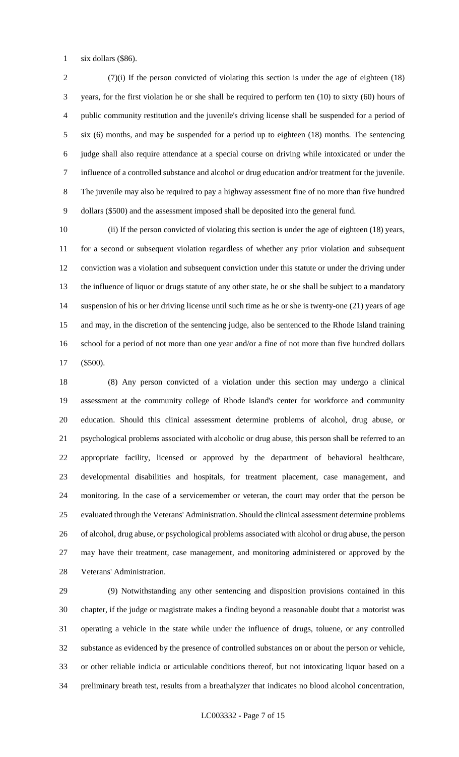six dollars ($86).

(7)(i) If the person convicted of violating this section is under the age of eighteen (18) years, for the first violation he or she shall be required to perform ten (10) to sixty (60) hours of public community restitution and the juvenile's driving license shall be suspended for a period of six (6) months, and may be suspended for a period up to eighteen (18) months. The sentencing judge shall also require attendance at a special course on driving while intoxicated or under the influence of a controlled substance and alcohol or drug education and/or treatment for the juvenile. The juvenile may also be required to pay a highway assessment fine of no more than five hundred dollars ($500) and the assessment imposed shall be deposited into the general fund.

(ii) If the person convicted of violating this section is under the age of eighteen (18) years, for a second or subsequent violation regardless of whether any prior violation and subsequent conviction was a violation and subsequent conviction under this statute or under the driving under the influence of liquor or drugs statute of any other state, he or she shall be subject to a mandatory suspension of his or her driving license until such time as he or she is twenty-one (21) years of age and may, in the discretion of the sentencing judge, also be sentenced to the Rhode Island training school for a period of not more than one year and/or a fine of not more than five hundred dollars ($500).

(8) Any person convicted of a violation under this section may undergo a clinical assessment at the community college of Rhode Island's center for workforce and community education. Should this clinical assessment determine problems of alcohol, drug abuse, or psychological problems associated with alcoholic or drug abuse, this person shall be referred to an appropriate facility, licensed or approved by the department of behavioral healthcare, developmental disabilities and hospitals, for treatment placement, case management, and monitoring. In the case of a servicemember or veteran, the court may order that the person be evaluated through the Veterans' Administration. Should the clinical assessment determine problems of alcohol, drug abuse, or psychological problems associated with alcohol or drug abuse, the person may have their treatment, case management, and monitoring administered or approved by the Veterans' Administration.

(9) Notwithstanding any other sentencing and disposition provisions contained in this chapter, if the judge or magistrate makes a finding beyond a reasonable doubt that a motorist was operating a vehicle in the state while under the influence of drugs, toluene, or any controlled substance as evidenced by the presence of controlled substances on or about the person or vehicle, or other reliable indicia or articulable conditions thereof, but not intoxicating liquor based on a preliminary breath test, results from a breathalyzer that indicates no blood alcohol concentration,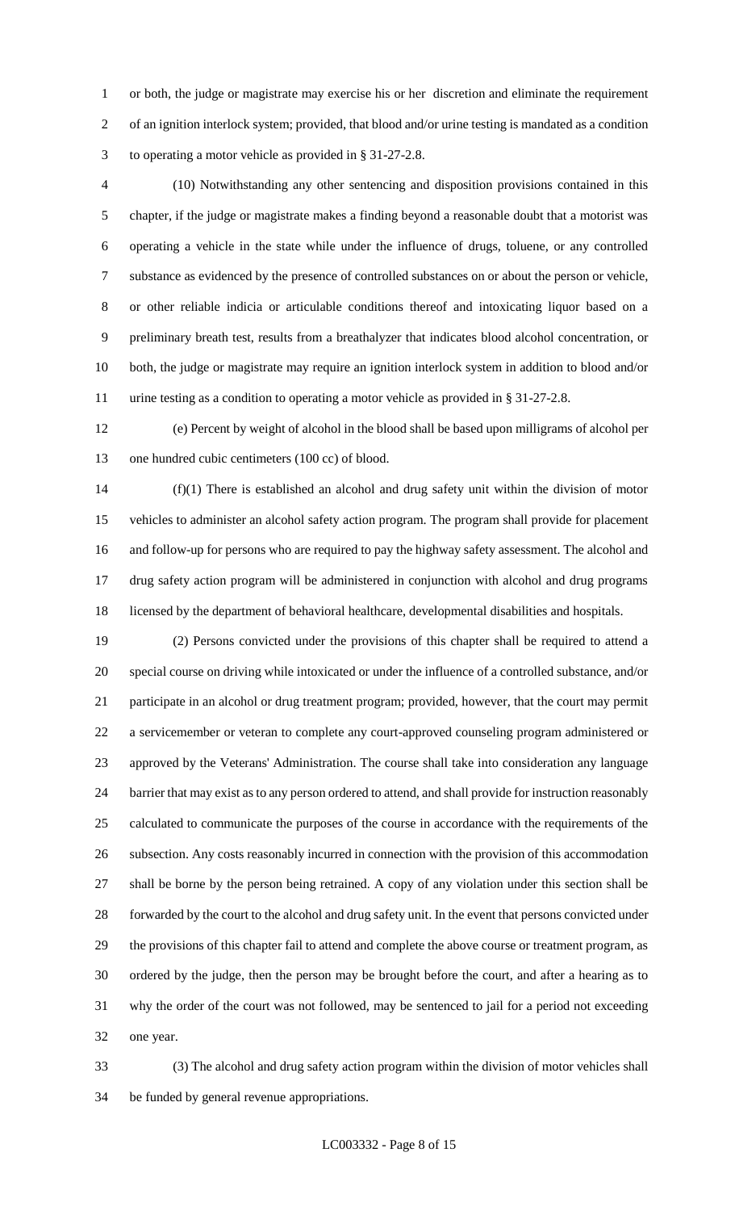or both, the judge or magistrate may exercise his or her discretion and eliminate the requirement of an ignition interlock system; provided, that blood and/or urine testing is mandated as a condition to operating a motor vehicle as provided in § 31-27-2.8.

(10) Notwithstanding any other sentencing and disposition provisions contained in this chapter, if the judge or magistrate makes a finding beyond a reasonable doubt that a motorist was operating a vehicle in the state while under the influence of drugs, toluene, or any controlled substance as evidenced by the presence of controlled substances on or about the person or vehicle, or other reliable indicia or articulable conditions thereof and intoxicating liquor based on a preliminary breath test, results from a breathalyzer that indicates blood alcohol concentration, or both, the judge or magistrate may require an ignition interlock system in addition to blood and/or urine testing as a condition to operating a motor vehicle as provided in § 31-27-2.8.

(e) Percent by weight of alcohol in the blood shall be based upon milligrams of alcohol per one hundred cubic centimeters (100 cc) of blood.

(f)(1) There is established an alcohol and drug safety unit within the division of motor vehicles to administer an alcohol safety action program. The program shall provide for placement and follow-up for persons who are required to pay the highway safety assessment. The alcohol and drug safety action program will be administered in conjunction with alcohol and drug programs licensed by the department of behavioral healthcare, developmental disabilities and hospitals.

(2) Persons convicted under the provisions of this chapter shall be required to attend a special course on driving while intoxicated or under the influence of a controlled substance, and/or participate in an alcohol or drug treatment program; provided, however, that the court may permit a servicemember or veteran to complete any court-approved counseling program administered or approved by the Veterans' Administration. The course shall take into consideration any language barrier that may exist as to any person ordered to attend, and shall provide for instruction reasonably calculated to communicate the purposes of the course in accordance with the requirements of the subsection. Any costs reasonably incurred in connection with the provision of this accommodation shall be borne by the person being retrained. A copy of any violation under this section shall be forwarded by the court to the alcohol and drug safety unit. In the event that persons convicted under the provisions of this chapter fail to attend and complete the above course or treatment program, as ordered by the judge, then the person may be brought before the court, and after a hearing as to why the order of the court was not followed, may be sentenced to jail for a period not exceeding one year.

(3) The alcohol and drug safety action program within the division of motor vehicles shall be funded by general revenue appropriations.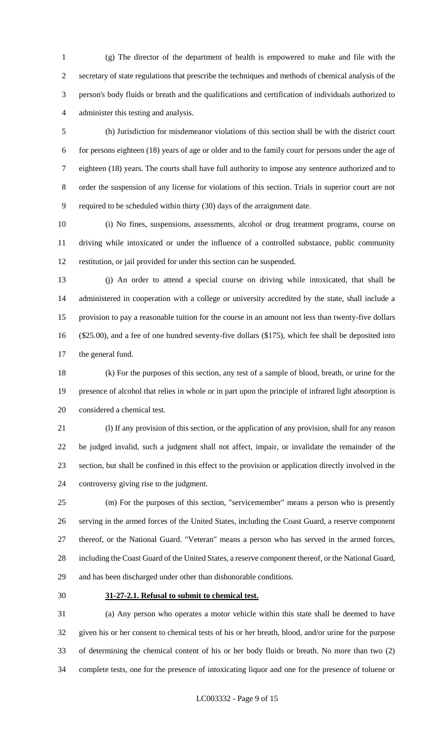(g) The director of the department of health is empowered to make and file with the secretary of state regulations that prescribe the techniques and methods of chemical analysis of the person's body fluids or breath and the qualifications and certification of individuals authorized to administer this testing and analysis.

(h) Jurisdiction for misdemeanor violations of this section shall be with the district court for persons eighteen (18) years of age or older and to the family court for persons under the age of eighteen (18) years. The courts shall have full authority to impose any sentence authorized and to order the suspension of any license for violations of this section. Trials in superior court are not required to be scheduled within thirty (30) days of the arraignment date.

(i) No fines, suspensions, assessments, alcohol or drug treatment programs, course on driving while intoxicated or under the influence of a controlled substance, public community restitution, or jail provided for under this section can be suspended.

(j) An order to attend a special course on driving while intoxicated, that shall be administered in cooperation with a college or university accredited by the state, shall include a provision to pay a reasonable tuition for the course in an amount not less than twenty-five dollars ($25.00), and a fee of one hundred seventy-five dollars ($175), which fee shall be deposited into the general fund.

(k) For the purposes of this section, any test of a sample of blood, breath, or urine for the presence of alcohol that relies in whole or in part upon the principle of infrared light absorption is considered a chemical test.

(l) If any provision of this section, or the application of any provision, shall for any reason be judged invalid, such a judgment shall not affect, impair, or invalidate the remainder of the section, but shall be confined in this effect to the provision or application directly involved in the controversy giving rise to the judgment.

(m) For the purposes of this section, "servicemember" means a person who is presently serving in the armed forces of the United States, including the Coast Guard, a reserve component thereof, or the National Guard. "Veteran" means a person who has served in the armed forces, including the Coast Guard of the United States, a reserve component thereof, or the National Guard, and has been discharged under other than dishonorable conditions.

**31-27-2.1. Refusal to submit to chemical test.**

(a) Any person who operates a motor vehicle within this state shall be deemed to have given his or her consent to chemical tests of his or her breath, blood, and/or urine for the purpose of determining the chemical content of his or her body fluids or breath. No more than two (2) complete tests, one for the presence of intoxicating liquor and one for the presence of toluene or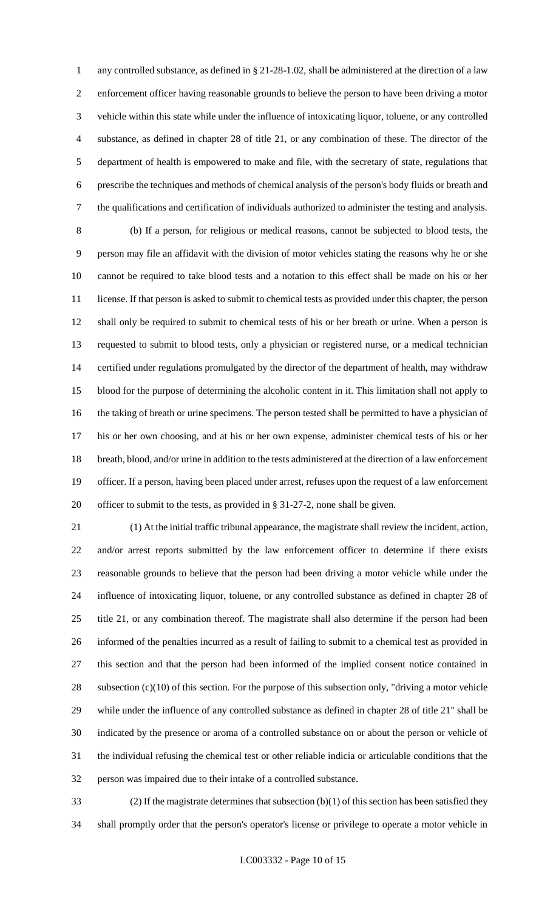any controlled substance, as defined in § 21-28-1.02, shall be administered at the direction of a law enforcement officer having reasonable grounds to believe the person to have been driving a motor vehicle within this state while under the influence of intoxicating liquor, toluene, or any controlled substance, as defined in chapter 28 of title 21, or any combination of these. The director of the department of health is empowered to make and file, with the secretary of state, regulations that prescribe the techniques and methods of chemical analysis of the person's body fluids or breath and the qualifications and certification of individuals authorized to administer the testing and analysis.

(b) If a person, for religious or medical reasons, cannot be subjected to blood tests, the person may file an affidavit with the division of motor vehicles stating the reasons why he or she cannot be required to take blood tests and a notation to this effect shall be made on his or her license. If that person is asked to submit to chemical tests as provided under this chapter, the person shall only be required to submit to chemical tests of his or her breath or urine. When a person is requested to submit to blood tests, only a physician or registered nurse, or a medical technician certified under regulations promulgated by the director of the department of health, may withdraw blood for the purpose of determining the alcoholic content in it. This limitation shall not apply to the taking of breath or urine specimens. The person tested shall be permitted to have a physician of his or her own choosing, and at his or her own expense, administer chemical tests of his or her breath, blood, and/or urine in addition to the tests administered at the direction of a law enforcement officer. If a person, having been placed under arrest, refuses upon the request of a law enforcement officer to submit to the tests, as provided in § 31-27-2, none shall be given.

(1) At the initial traffic tribunal appearance, the magistrate shall review the incident, action, and/or arrest reports submitted by the law enforcement officer to determine if there exists reasonable grounds to believe that the person had been driving a motor vehicle while under the influence of intoxicating liquor, toluene, or any controlled substance as defined in chapter 28 of title 21, or any combination thereof. The magistrate shall also determine if the person had been informed of the penalties incurred as a result of failing to submit to a chemical test as provided in this section and that the person had been informed of the implied consent notice contained in subsection (c)(10) of this section. For the purpose of this subsection only, "driving a motor vehicle while under the influence of any controlled substance as defined in chapter 28 of title 21" shall be indicated by the presence or aroma of a controlled substance on or about the person or vehicle of the individual refusing the chemical test or other reliable indicia or articulable conditions that the person was impaired due to their intake of a controlled substance.

(2) If the magistrate determines that subsection (b)(1) of this section has been satisfied they shall promptly order that the person's operator's license or privilege to operate a motor vehicle in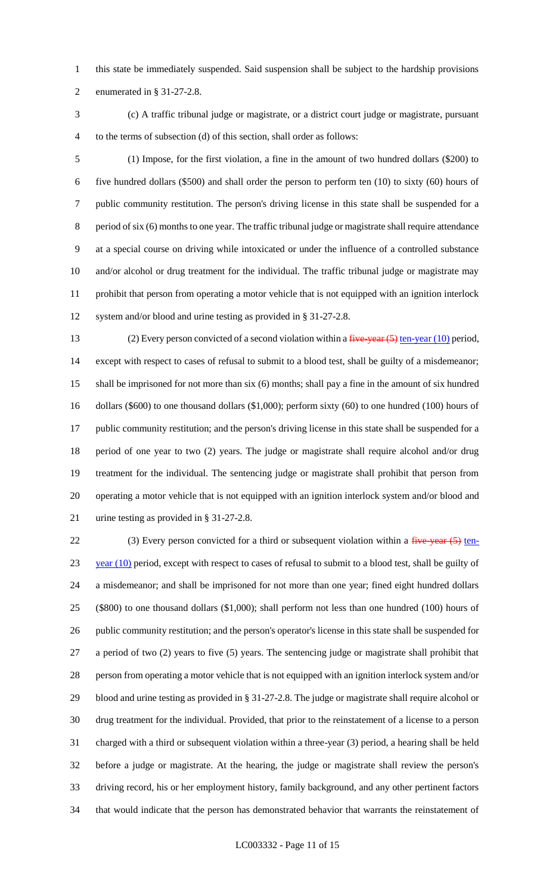this state be immediately suspended. Said suspension shall be subject to the hardship provisions enumerated in § 31-27-2.8.

(c) A traffic tribunal judge or magistrate, or a district court judge or magistrate, pursuant to the terms of subsection (d) of this section, shall order as follows:

(1) Impose, for the first violation, a fine in the amount of two hundred dollars ($200) to five hundred dollars ($500) and shall order the person to perform ten (10) to sixty (60) hours of public community restitution. The person's driving license in this state shall be suspended for a period of six (6) months to one year. The traffic tribunal judge or magistrate shall require attendance at a special course on driving while intoxicated or under the influence of a controlled substance and/or alcohol or drug treatment for the individual. The traffic tribunal judge or magistrate may prohibit that person from operating a motor vehicle that is not equipped with an ignition interlock system and/or blood and urine testing as provided in § 31-27-2.8.

(2) Every person convicted of a second violation within a ~~five-year (5)~~ ten-year (10) period, except with respect to cases of refusal to submit to a blood test, shall be guilty of a misdemeanor; shall be imprisoned for not more than six (6) months; shall pay a fine in the amount of six hundred dollars ($600) to one thousand dollars ($1,000); perform sixty (60) to one hundred (100) hours of public community restitution; and the person's driving license in this state shall be suspended for a period of one year to two (2) years. The judge or magistrate shall require alcohol and/or drug treatment for the individual. The sentencing judge or magistrate shall prohibit that person from operating a motor vehicle that is not equipped with an ignition interlock system and/or blood and urine testing as provided in § 31-27-2.8.

(3) Every person convicted for a third or subsequent violation within a ~~five-year (5)~~ ten-year (10) period, except with respect to cases of refusal to submit to a blood test, shall be guilty of a misdemeanor; and shall be imprisoned for not more than one year; fined eight hundred dollars ($800) to one thousand dollars ($1,000); shall perform not less than one hundred (100) hours of public community restitution; and the person's operator's license in this state shall be suspended for a period of two (2) years to five (5) years. The sentencing judge or magistrate shall prohibit that person from operating a motor vehicle that is not equipped with an ignition interlock system and/or blood and urine testing as provided in § 31-27-2.8. The judge or magistrate shall require alcohol or drug treatment for the individual. Provided, that prior to the reinstatement of a license to a person charged with a third or subsequent violation within a three-year (3) period, a hearing shall be held before a judge or magistrate. At the hearing, the judge or magistrate shall review the person's driving record, his or her employment history, family background, and any other pertinent factors that would indicate that the person has demonstrated behavior that warrants the reinstatement of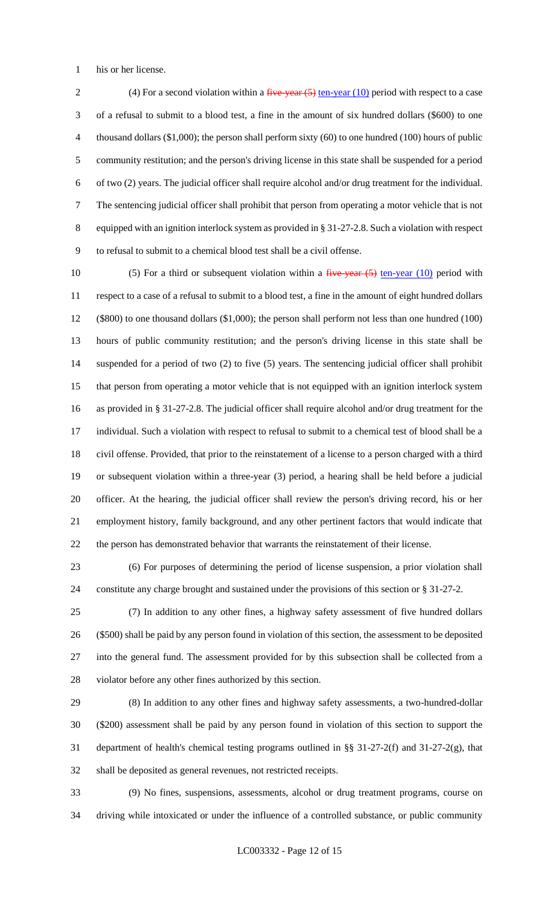his or her license.

(4) For a second violation within a ~~five-year (5)~~ ten-year (10) period with respect to a case of a refusal to submit to a blood test, a fine in the amount of six hundred dollars ($600) to one thousand dollars ($1,000); the person shall perform sixty (60) to one hundred (100) hours of public community restitution; and the person's driving license in this state shall be suspended for a period of two (2) years. The judicial officer shall require alcohol and/or drug treatment for the individual. The sentencing judicial officer shall prohibit that person from operating a motor vehicle that is not equipped with an ignition interlock system as provided in § 31-27-2.8. Such a violation with respect to refusal to submit to a chemical blood test shall be a civil offense.

(5) For a third or subsequent violation within a ~~five-year (5)~~ ten-year (10) period with respect to a case of a refusal to submit to a blood test, a fine in the amount of eight hundred dollars ($800) to one thousand dollars ($1,000); the person shall perform not less than one hundred (100) hours of public community restitution; and the person's driving license in this state shall be suspended for a period of two (2) to five (5) years. The sentencing judicial officer shall prohibit that person from operating a motor vehicle that is not equipped with an ignition interlock system as provided in § 31-27-2.8. The judicial officer shall require alcohol and/or drug treatment for the individual. Such a violation with respect to refusal to submit to a chemical test of blood shall be a civil offense. Provided, that prior to the reinstatement of a license to a person charged with a third or subsequent violation within a three-year (3) period, a hearing shall be held before a judicial officer. At the hearing, the judicial officer shall review the person's driving record, his or her employment history, family background, and any other pertinent factors that would indicate that the person has demonstrated behavior that warrants the reinstatement of their license.

(6) For purposes of determining the period of license suspension, a prior violation shall constitute any charge brought and sustained under the provisions of this section or § 31-27-2.

(7) In addition to any other fines, a highway safety assessment of five hundred dollars ($500) shall be paid by any person found in violation of this section, the assessment to be deposited into the general fund. The assessment provided for by this subsection shall be collected from a violator before any other fines authorized by this section.

(8) In addition to any other fines and highway safety assessments, a two-hundred-dollar ($200) assessment shall be paid by any person found in violation of this section to support the department of health's chemical testing programs outlined in §§ 31-27-2(f) and 31-27-2(g), that shall be deposited as general revenues, not restricted receipts.

(9) No fines, suspensions, assessments, alcohol or drug treatment programs, course on driving while intoxicated or under the influence of a controlled substance, or public community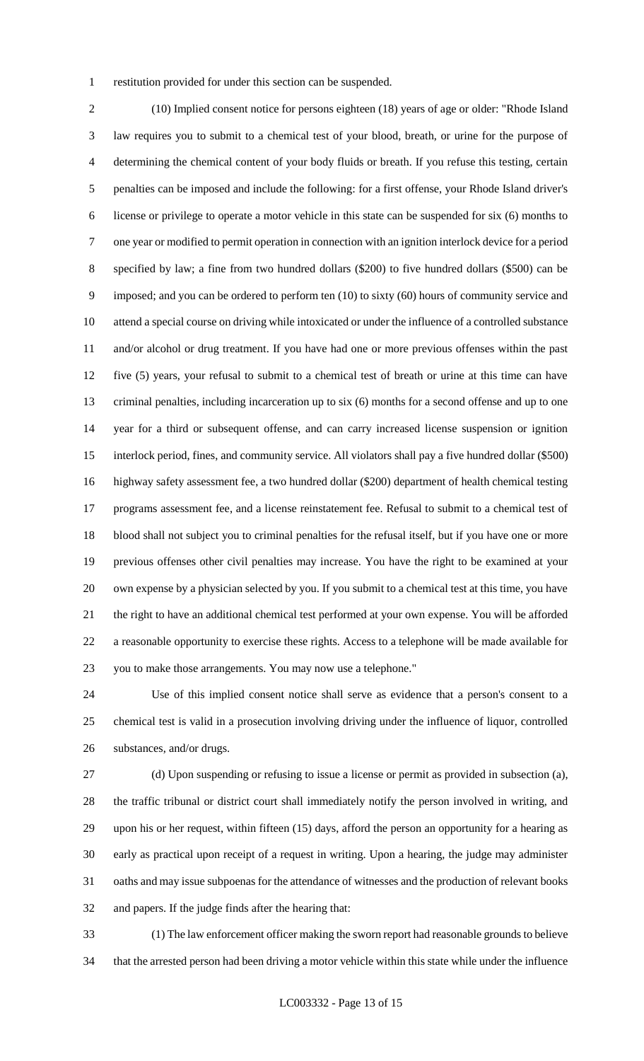restitution provided for under this section can be suspended.

(10) Implied consent notice for persons eighteen (18) years of age or older: "Rhode Island law requires you to submit to a chemical test of your blood, breath, or urine for the purpose of determining the chemical content of your body fluids or breath. If you refuse this testing, certain penalties can be imposed and include the following: for a first offense, your Rhode Island driver's license or privilege to operate a motor vehicle in this state can be suspended for six (6) months to one year or modified to permit operation in connection with an ignition interlock device for a period specified by law; a fine from two hundred dollars ($200) to five hundred dollars ($500) can be imposed; and you can be ordered to perform ten (10) to sixty (60) hours of community service and attend a special course on driving while intoxicated or under the influence of a controlled substance and/or alcohol or drug treatment. If you have had one or more previous offenses within the past five (5) years, your refusal to submit to a chemical test of breath or urine at this time can have criminal penalties, including incarceration up to six (6) months for a second offense and up to one year for a third or subsequent offense, and can carry increased license suspension or ignition interlock period, fines, and community service. All violators shall pay a five hundred dollar ($500) highway safety assessment fee, a two hundred dollar ($200) department of health chemical testing programs assessment fee, and a license reinstatement fee. Refusal to submit to a chemical test of blood shall not subject you to criminal penalties for the refusal itself, but if you have one or more previous offenses other civil penalties may increase. You have the right to be examined at your own expense by a physician selected by you. If you submit to a chemical test at this time, you have the right to have an additional chemical test performed at your own expense. You will be afforded a reasonable opportunity to exercise these rights. Access to a telephone will be made available for you to make those arrangements. You may now use a telephone."

Use of this implied consent notice shall serve as evidence that a person's consent to a chemical test is valid in a prosecution involving driving under the influence of liquor, controlled substances, and/or drugs.

(d) Upon suspending or refusing to issue a license or permit as provided in subsection (a), the traffic tribunal or district court shall immediately notify the person involved in writing, and upon his or her request, within fifteen (15) days, afford the person an opportunity for a hearing as early as practical upon receipt of a request in writing. Upon a hearing, the judge may administer oaths and may issue subpoenas for the attendance of witnesses and the production of relevant books and papers. If the judge finds after the hearing that:

(1) The law enforcement officer making the sworn report had reasonable grounds to believe that the arrested person had been driving a motor vehicle within this state while under the influence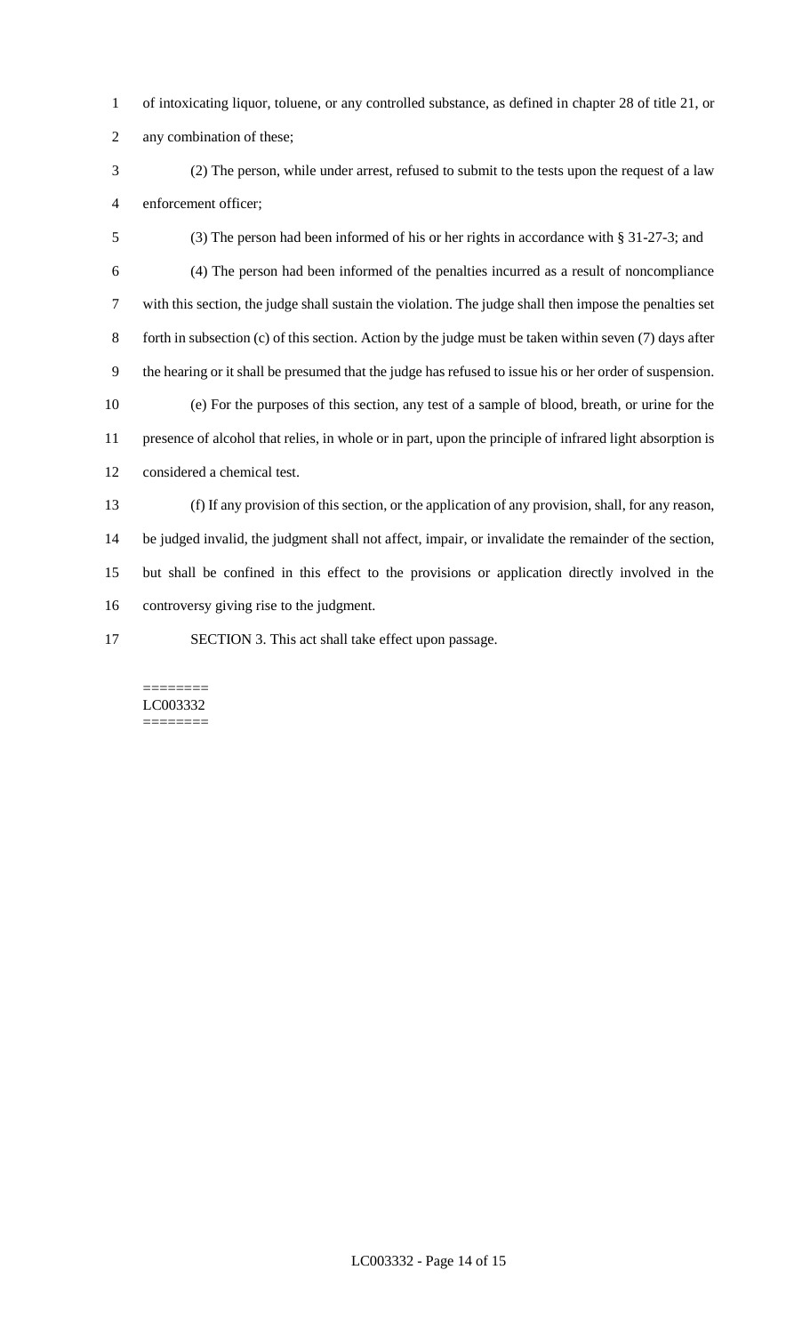of intoxicating liquor, toluene, or any controlled substance, as defined in chapter 28 of title 21, or any combination of these;

(2) The person, while under arrest, refused to submit to the tests upon the request of a law enforcement officer;

(3) The person had been informed of his or her rights in accordance with § 31-27-3; and

(4) The person had been informed of the penalties incurred as a result of noncompliance with this section, the judge shall sustain the violation. The judge shall then impose the penalties set forth in subsection (c) of this section. Action by the judge must be taken within seven (7) days after the hearing or it shall be presumed that the judge has refused to issue his or her order of suspension.

(e) For the purposes of this section, any test of a sample of blood, breath, or urine for the presence of alcohol that relies, in whole or in part, upon the principle of infrared light absorption is considered a chemical test.

(f) If any provision of this section, or the application of any provision, shall, for any reason, be judged invalid, the judgment shall not affect, impair, or invalidate the remainder of the section, but shall be confined in this effect to the provisions or application directly involved in the controversy giving rise to the judgment.

SECTION 3. This act shall take effect upon passage.

========
LC003332
========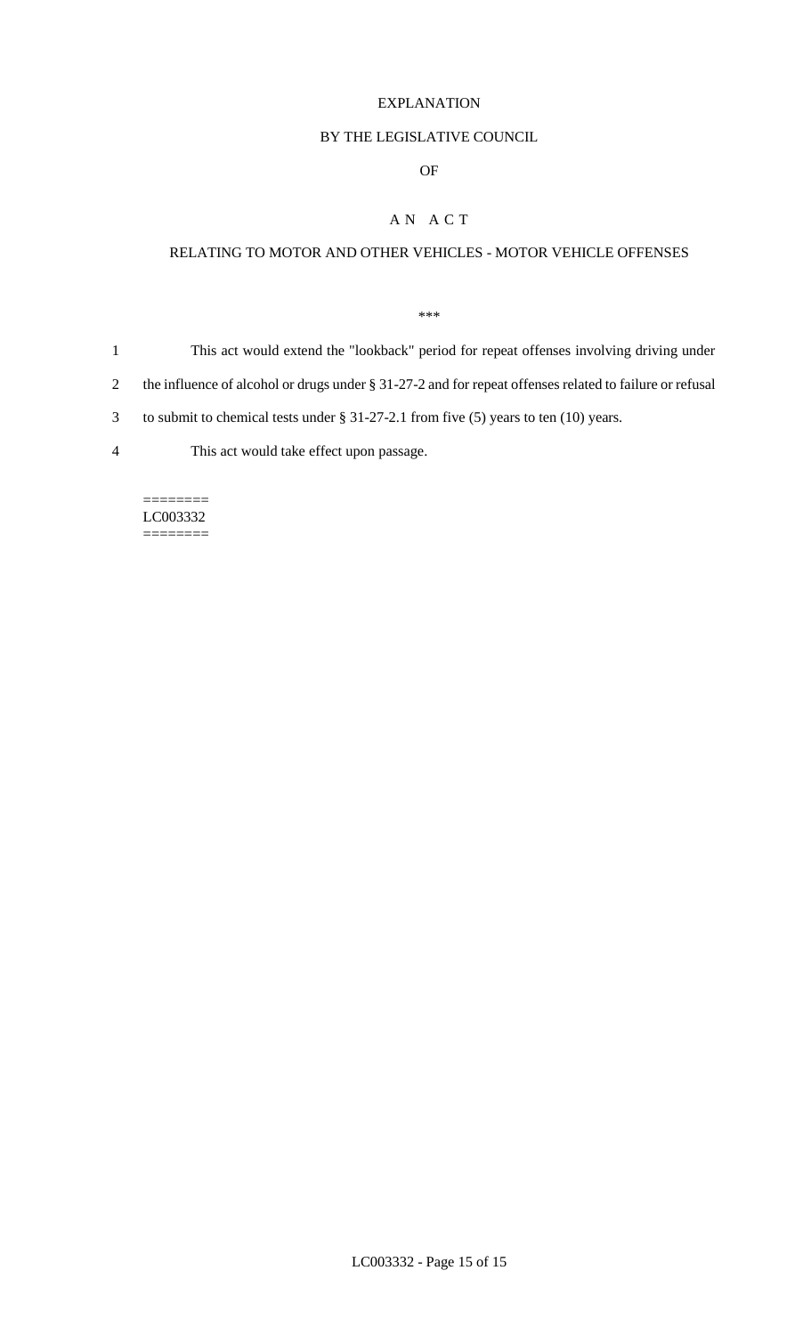EXPLANATION

BY THE LEGISLATIVE COUNCIL

OF

# A N A C T

RELATING TO MOTOR AND OTHER VEHICLES - MOTOR VEHICLE OFFENSES

\*\*\*

This act would extend the "lookback" period for repeat offenses involving driving under the influence of alcohol or drugs under § 31-27-2 and for repeat offenses related to failure or refusal to submit to chemical tests under § 31-27-2.1 from five (5) years to ten (10) years.

This act would take effect upon passage.

========
LC003332
========